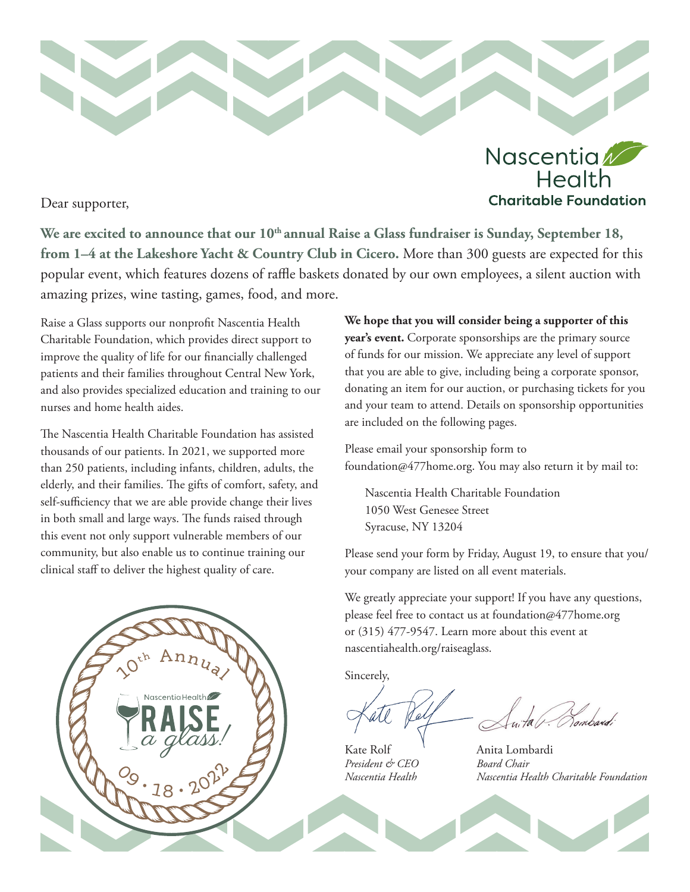Nascentia Health
**Charitable Foundation**

Dear supporter,

**We are excited to announce that our 10th annual Raise a Glass fundraiser is Sunday, September 18, from 1–4 at the Lakeshore Yacht & Country Club in Cicero.** More than 300 guests are expected for this popular event, which features dozens of raffle baskets donated by our own employees, a silent auction with amazing prizes, wine tasting, games, food, and more.

Raise a Glass supports our nonprofit Nascentia Health Charitable Foundation, which provides direct support to improve the quality of life for our financially challenged patients and their families throughout Central New York, and also provides specialized education and training to our nurses and home health aides.

The Nascentia Health Charitable Foundation has assisted thousands of our patients. In 2021, we supported more than 250 patients, including infants, children, adults, the elderly, and their families. The gifts of comfort, safety, and self-sufficiency that we are able provide change their lives in both small and large ways. The funds raised through this event not only support vulnerable members of our community, but also enable us to continue training our clinical staff to deliver the highest quality of care.

10th Annual
Nascentia Health
RAISE *a glass!*
09 · 18 · 2022

**We hope that you will consider being a supporter of this year's event.** Corporate sponsorships are the primary source of funds for our mission. We appreciate any level of support that you are able to give, including being a corporate sponsor, donating an item for our auction, or purchasing tickets for you and your team to attend. Details on sponsorship opportunities are included on the following pages.

Please email your sponsorship form to foundation@477home.org. You may also return it by mail to:

Nascentia Health Charitable Foundation
1050 West Genesee Street
Syracuse, NY 13204

Please send your form by Friday, August 19, to ensure that you/your company are listed on all event materials.

We greatly appreciate your support! If you have any questions, please feel free to contact us at foundation@477home.org or (315) 477-9547. Learn more about this event at nascentiahealth.org/raiseaglass.

Sincerely,

Kate Rolf
*President & CEO*
*Nascentia Health*

Anita Lombardi
*Board Chair*
*Nascentia Health Charitable Foundation*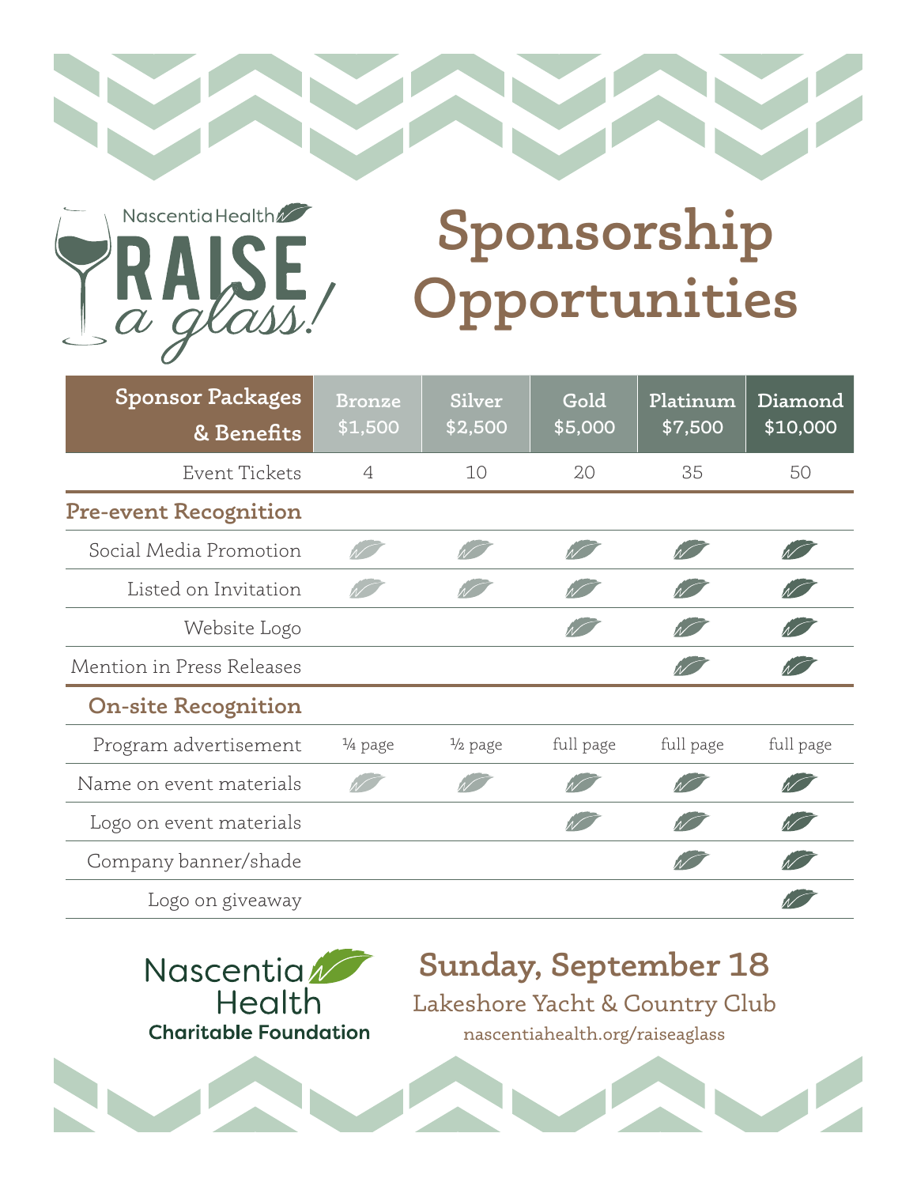Nascentia Health

# RAISE *a glass!*

# Sponsorship Opportunities

| Sponsor Packages & Benefits | Bronze $1,500 | Silver $2,500 | Gold $5,000 | Platinum $7,500 | Diamond $10,000 |
|---|---|---|---|---|---|
| Event Tickets | 4 | 10 | 20 | 35 | 50 |
| **Pre-event Recognition** | | | | | |
| Social Media Promotion | ✓ | ✓ | ✓ | ✓ | ✓ |
| Listed on Invitation | ✓ | ✓ | ✓ | ✓ | ✓ |
| Website Logo | | | ✓ | ✓ | ✓ |
| Mention in Press Releases | | | | ✓ | ✓ |
| **On-site Recognition** | | | | | |
| Program advertisement | ¼ page | ½ page | full page | full page | full page |
| Name on event materials | ✓ | ✓ | ✓ | ✓ | ✓ |
| Logo on event materials | | | ✓ | ✓ | ✓ |
| Company banner/shade | | | | ✓ | ✓ |
| Logo on giveaway | | | | | ✓ |

Nascentia Health
**Charitable Foundation**

## Sunday, September 18

Lakeshore Yacht & Country Club

nascentiahealth.org/raiseaglass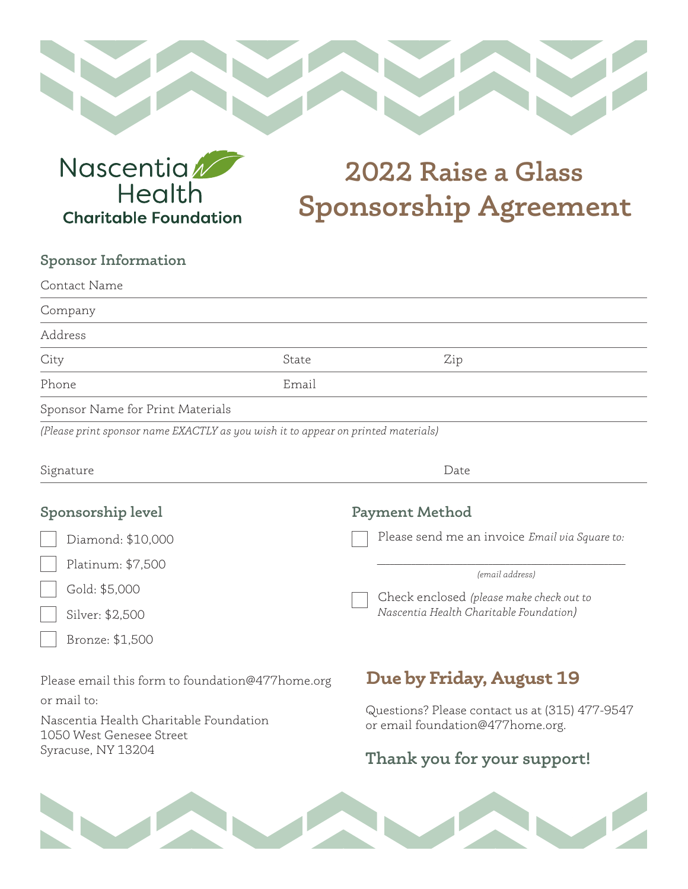Nascentia Health
Charitable Foundation

# 2022 Raise a Glass Sponsorship Agreement

## Sponsor Information

Contact Name

Company

Address

City | State | Zip

Phone | Email

Sponsor Name for Print Materials

*(Please print sponsor name EXACTLY as you wish it to appear on printed materials)*

Signature | Date

## Sponsorship level

- ☐ Diamond: $10,000
- ☐ Platinum: $7,500
- ☐ Gold: $5,000
- ☐ Silver: $2,500
- ☐ Bronze: $1,500

## Payment Method

- ☐ Please send me an invoice *Email via Square to:*

  ___________________________________
  *(email address)*

- ☐ Check enclosed *(please make check out to Nascentia Health Charitable Foundation)*

Please email this form to foundation@477home.org

or mail to:

Nascentia Health Charitable Foundation
1050 West Genesee Street
Syracuse, NY 13204

## Due by Friday, August 19

Questions? Please contact us at (315) 477-9547 or email foundation@477home.org.

## Thank you for your support!